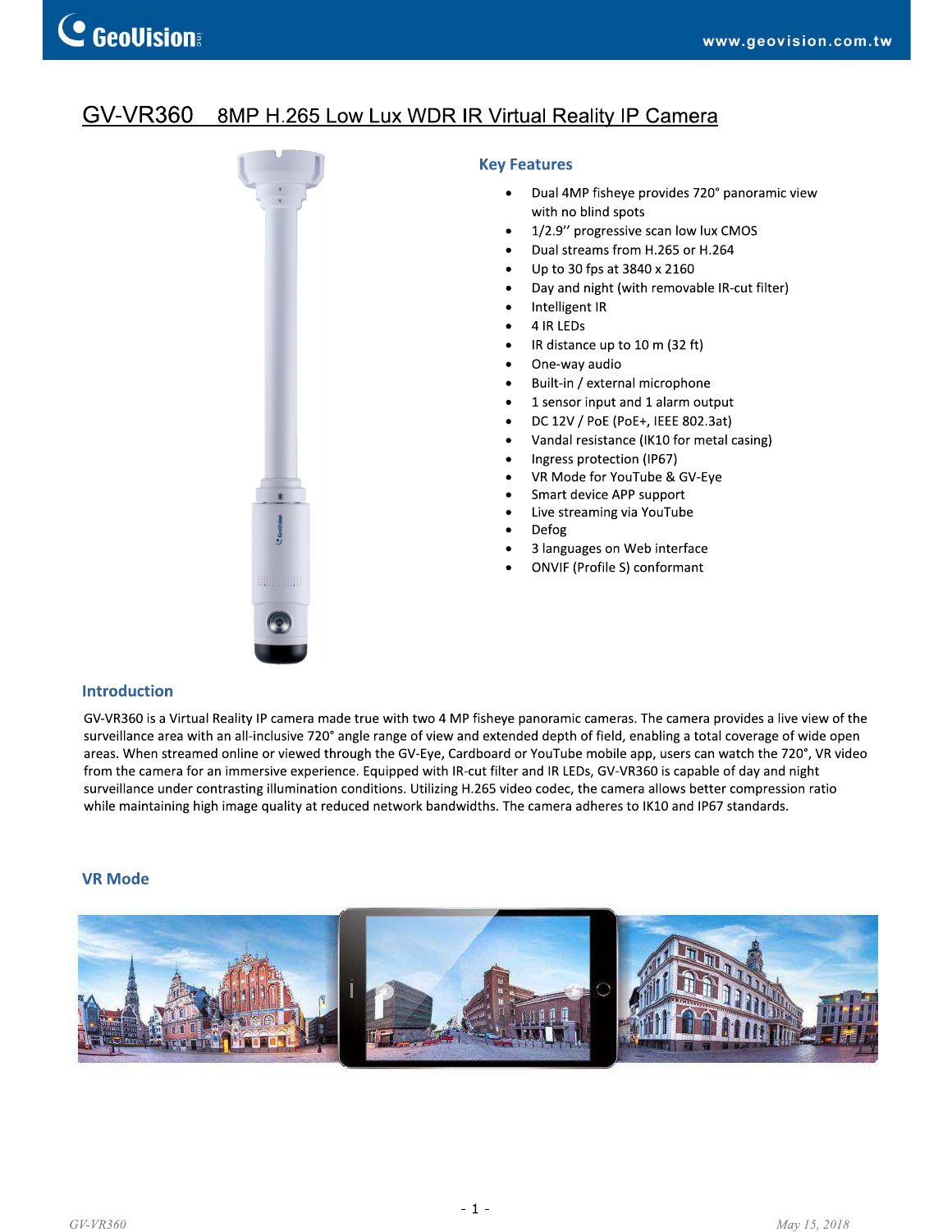# GV-VR360 8MP H.265 Low Lux WDR IR Virtual Reality IP Camera

## Key Features

- Dual 4MP fisheye provides 720° panoramic view with no blind spots
- 1/2.9'' progressive scan low lux CMOS
- Dual streams from H.265 or H.264
- Up to 30 fps at 3840 x 2160
- Day and night (with removable IR-cut filter)
- Intelligent IR
- 4 IR LEDs
- IR distance up to 10 m (32 ft)
- One-way audio
- Built-in / external microphone
- 1 sensor input and 1 alarm output
- DC 12V / PoE (PoE+, IEEE 802.3at)
- Vandal resistance (IK10 for metal casing)
- Ingress protection (IP67)
- VR Mode for YouTube & GV-Eye
- Smart device APP support
- Live streaming via YouTube
- Defog
- 3 languages on Web interface
- ONVIF (Profile S) conformant

## Introduction

GV-VR360 is a Virtual Reality IP camera made true with two 4 MP fisheye panoramic cameras. The camera provides a live view of the surveillance area with an all-inclusive 720° angle range of view and extended depth of field, enabling a total coverage of wide open areas. When streamed online or viewed through the GV-Eye, Cardboard or YouTube mobile app, users can watch the 720°, VR video from the camera for an immersive experience. Equipped with IR-cut filter and IR LEDs, GV-VR360 is capable of day and night surveillance under contrasting illumination conditions. Utilizing H.265 video codec, the camera allows better compression ratio while maintaining high image quality at reduced network bandwidths. The camera adheres to IK10 and IP67 standards.

## VR Mode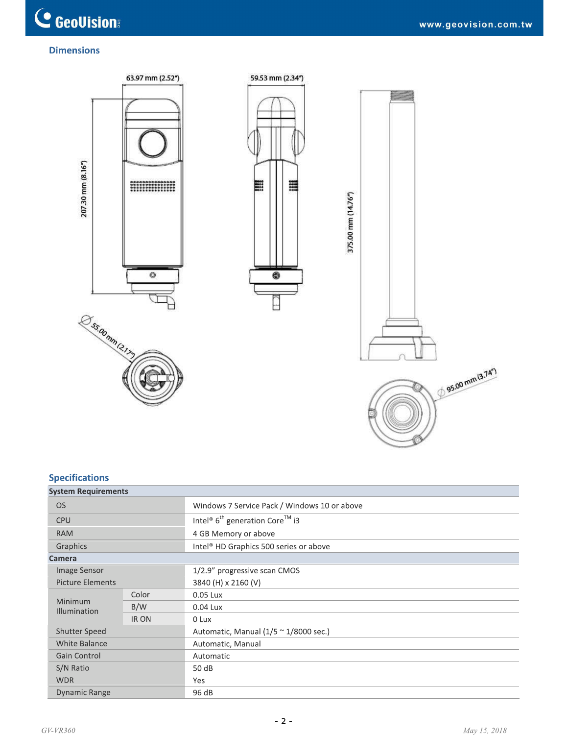## Dimensions

63.97 mm (2.52")

59.53 mm (2.34")

207.30 mm (8.16")

375.00 mm (14.76")

Ø 55.00 mm (2.17")

Ø 95.00 mm (3.74")

## Specifications

| System Requirements | | |
|---|---|---|
| OS | | Windows 7 Service Pack / Windows 10 or above |
| CPU | | Intel® 6th generation Core™ i3 |
| RAM | | 4 GB Memory or above |
| Graphics | | Intel® HD Graphics 500 series or above |
| **Camera** | | |
| Image Sensor | | 1/2.9" progressive scan CMOS |
| Picture Elements | | 3840 (H) x 2160 (V) |
| Minimum Illumination | Color | 0.05 Lux |
| | B/W | 0.04 Lux |
| | IR ON | 0 Lux |
| Shutter Speed | | Automatic, Manual (1/5 ~ 1/8000 sec.) |
| White Balance | | Automatic, Manual |
| Gain Control | | Automatic |
| S/N Ratio | | 50 dB |
| WDR | | Yes |
| Dynamic Range | | 96 dB |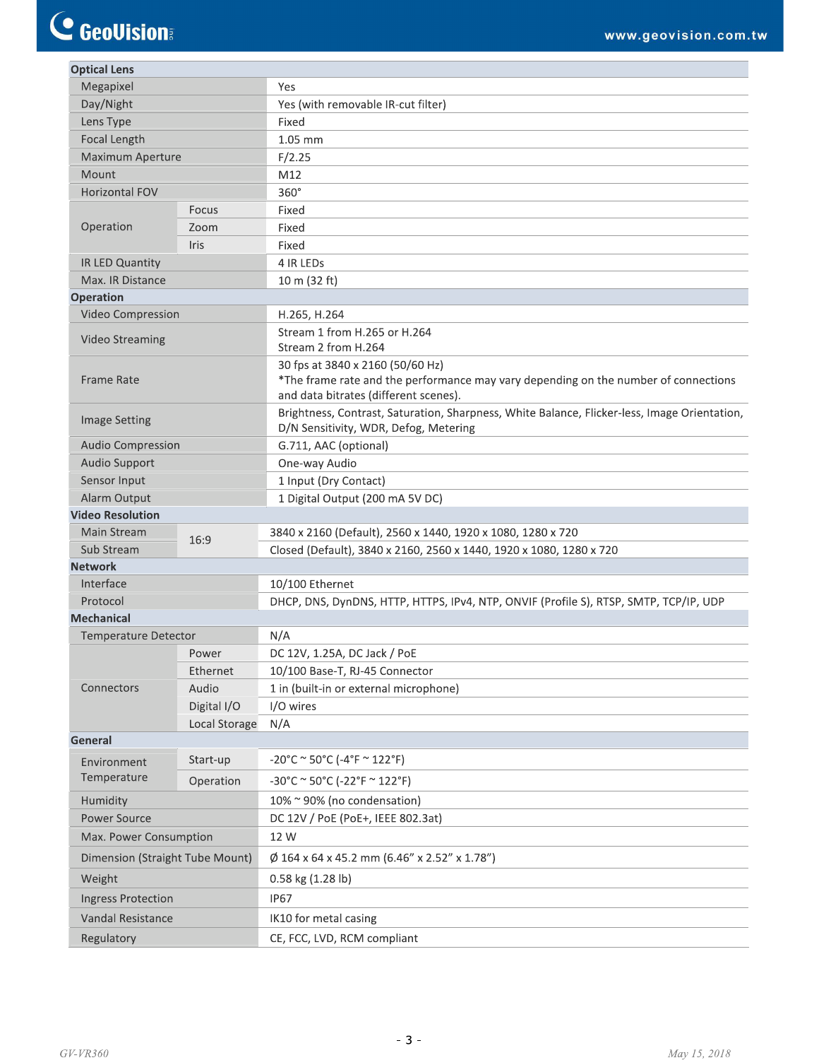| Optical Lens | | |
|---|---|---|
| Megapixel | | Yes |
| Day/Night | | Yes (with removable IR-cut filter) |
| Lens Type | | Fixed |
| Focal Length | | 1.05 mm |
| Maximum Aperture | | F/2.25 |
| Mount | | M12 |
| Horizontal FOV | | 360° |
| Operation | Focus | Fixed |
| | Zoom | Fixed |
| | Iris | Fixed |
| IR LED Quantity | | 4 IR LEDs |
| Max. IR Distance | | 10 m (32 ft) |
| **Operation** | | |
| Video Compression | | H.265, H.264 |
| Video Streaming | | Stream 1 from H.265 or H.264<br>Stream 2 from H.264 |
| Frame Rate | | 30 fps at 3840 x 2160 (50/60 Hz)<br>*The frame rate and the performance may vary depending on the number of connections and data bitrates (different scenes). |
| Image Setting | | Brightness, Contrast, Saturation, Sharpness, White Balance, Flicker-less, Image Orientation, D/N Sensitivity, WDR, Defog, Metering |
| Audio Compression | | G.711, AAC (optional) |
| Audio Support | | One-way Audio |
| Sensor Input | | 1 Input (Dry Contact) |
| Alarm Output | | 1 Digital Output (200 mA 5V DC) |
| **Video Resolution** | | |
| Main Stream | 16:9 | 3840 x 2160 (Default), 2560 x 1440, 1920 x 1080, 1280 x 720 |
| Sub Stream | 16:9 | Closed (Default), 3840 x 2160, 2560 x 1440, 1920 x 1080, 1280 x 720 |
| **Network** | | |
| Interface | | 10/100 Ethernet |
| Protocol | | DHCP, DNS, DynDNS, HTTP, HTTPS, IPv4, NTP, ONVIF (Profile S), RTSP, SMTP, TCP/IP, UDP |
| **Mechanical** | | |
| Temperature Detector | | N/A |
| Connectors | Power | DC 12V, 1.25A, DC Jack / PoE |
| | Ethernet | 10/100 Base-T, RJ-45 Connector |
| | Audio | 1 in (built-in or external microphone) |
| | Digital I/O | I/O wires |
| | Local Storage | N/A |
| **General** | | |
| Environment Temperature | Start-up | -20°C ~ 50°C (-4°F ~ 122°F) |
| | Operation | -30°C ~ 50°C (-22°F ~ 122°F) |
| Humidity | | 10% ~ 90% (no condensation) |
| Power Source | | DC 12V / PoE (PoE+, IEEE 802.3at) |
| Max. Power Consumption | | 12 W |
| Dimension (Straight Tube Mount) | | Ø 164 x 64 x 45.2 mm (6.46" x 2.52" x 1.78") |
| Weight | | 0.58 kg (1.28 lb) |
| Ingress Protection | | IP67 |
| Vandal Resistance | | IK10 for metal casing |
| Regulatory | | CE, FCC, LVD, RCM compliant |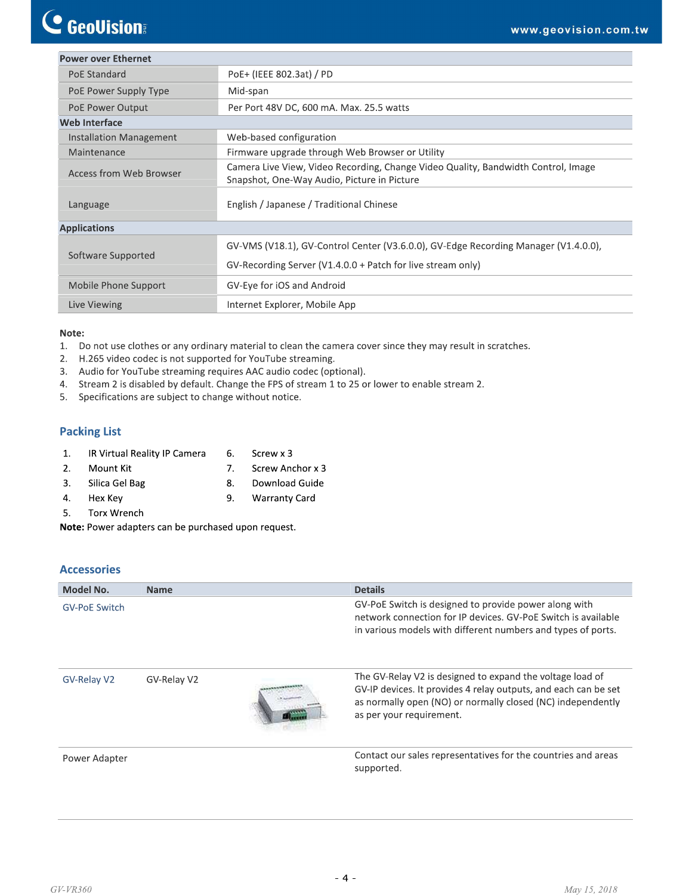| Power over Ethernet | |
|---|---|
| PoE Standard | PoE+ (IEEE 802.3at) / PD |
| PoE Power Supply Type | Mid-span |
| PoE Power Output | Per Port 48V DC, 600 mA. Max. 25.5 watts |
| **Web Interface** | |
| Installation Management | Web-based configuration |
| Maintenance | Firmware upgrade through Web Browser or Utility |
| Access from Web Browser | Camera Live View, Video Recording, Change Video Quality, Bandwidth Control, Image Snapshot, One-Way Audio, Picture in Picture |
| Language | English / Japanese / Traditional Chinese |
| **Applications** | |
| Software Supported | GV-VMS (V18.1), GV-Control Center (V3.6.0.0), GV-Edge Recording Manager (V1.4.0.0), GV-Recording Server (V1.4.0.0 + Patch for live stream only) |
| Mobile Phone Support | GV-Eye for iOS and Android |
| Live Viewing | Internet Explorer, Mobile App |

**Note:**
1. Do not use clothes or any ordinary material to clean the camera cover since they may result in scratches.
2. H.265 video codec is not supported for YouTube streaming.
3. Audio for YouTube streaming requires AAC audio codec (optional).
4. Stream 2 is disabled by default. Change the FPS of stream 1 to 25 or lower to enable stream 2.
5. Specifications are subject to change without notice.

## Packing List

1. IR Virtual Reality IP Camera
2. Mount Kit
3. Silica Gel Bag
4. Hex Key
5. Torx Wrench
6. Screw x 3
7. Screw Anchor x 3
8. Download Guide
9. Warranty Card

**Note:** Power adapters can be purchased upon request.

## Accessories

| Model No. | Name | Details |
|---|---|---|
| GV-PoE Switch | | GV-PoE Switch is designed to provide power along with network connection for IP devices. GV-PoE Switch is available in various models with different numbers and types of ports. |
| GV-Relay V2 | GV-Relay V2 | The GV-Relay V2 is designed to expand the voltage load of GV-IP devices. It provides 4 relay outputs, and each can be set as normally open (NO) or normally closed (NC) independently as per your requirement. |
| Power Adapter | | Contact our sales representatives for the countries and areas supported. |